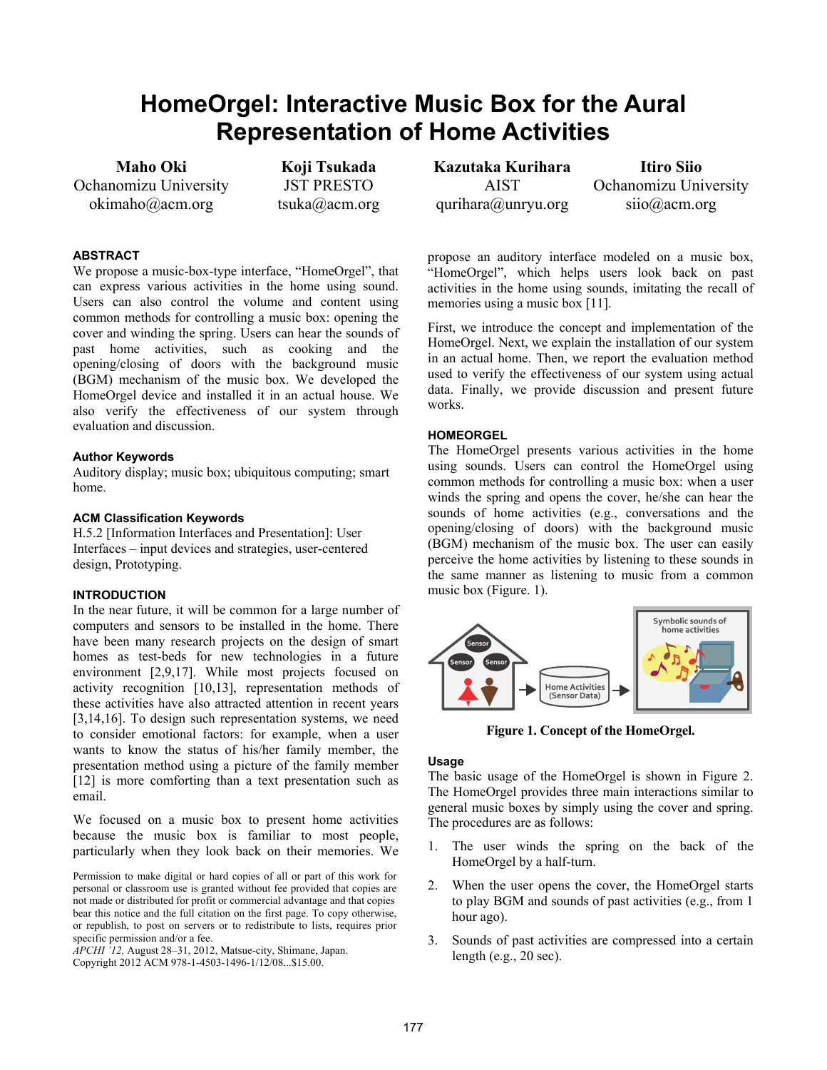# HomeOrgel: Interactive Music Box for the Aural Representation of Home Activities

**Maho Oki**
Ochanomizu University
okimaho@acm.org

**Koji Tsukada**
JST PRESTO
tsuka@acm.org

**Kazutaka Kurihara**
AIST
qurihara@unryu.org

**Itiro Siio**
Ochanomizu University
siio@acm.org

## ABSTRACT

We propose a music-box-type interface, "HomeOrgel", that can express various activities in the home using sound. Users can also control the volume and content using common methods for controlling a music box: opening the cover and winding the spring. Users can hear the sounds of past home activities, such as cooking and the opening/closing of doors with the background music (BGM) mechanism of the music box. We developed the HomeOrgel device and installed it in an actual house. We also verify the effectiveness of our system through evaluation and discussion.

### Author Keywords

Auditory display; music box; ubiquitous computing; smart home.

### ACM Classification Keywords

H.5.2 [Information Interfaces and Presentation]: User Interfaces – input devices and strategies, user-centered design, Prototyping.

## INTRODUCTION

In the near future, it will be common for a large number of computers and sensors to be installed in the home. There have been many research projects on the design of smart homes as test-beds for new technologies in a future environment [2,9,17]. While most projects focused on activity recognition [10,13], representation methods of these activities have also attracted attention in recent years [3,14,16]. To design such representation systems, we need to consider emotional factors: for example, when a user wants to know the status of his/her family member, the presentation method using a picture of the family member [12] is more comforting than a text presentation such as email.

We focused on a music box to present home activities because the music box is familiar to most people, particularly when they look back on their memories. We propose an auditory interface modeled on a music box, "HomeOrgel", which helps users look back on past activities in the home using sounds, imitating the recall of memories using a music box [11].

First, we introduce the concept and implementation of the HomeOrgel. Next, we explain the installation of our system in an actual home. Then, we report the evaluation method used to verify the effectiveness of our system using actual data. Finally, we provide discussion and present future works.

Permission to make digital or hard copies of all or part of this work for personal or classroom use is granted without fee provided that copies are not made or distributed for profit or commercial advantage and that copies bear this notice and the full citation on the first page. To copy otherwise, or republish, to post on servers or to redistribute to lists, requires prior specific permission and/or a fee.
*APCHI '12,* August 28–31, 2012, Matsue-city, Shimane, Japan.
Copyright 2012 ACM 978-1-4503-1496-1/12/08...$15.00.

## HOMEORGEL

The HomeOrgel presents various activities in the home using sounds. Users can control the HomeOrgel using common methods for controlling a music box: when a user winds the spring and opens the cover, he/she can hear the sounds of home activities (e.g., conversations and the opening/closing of doors) with the background music (BGM) mechanism of the music box. The user can easily perceive the home activities by listening to these sounds in the same manner as listening to music from a common music box (Figure. 1).

**Figure 1. Concept of the HomeOrgel.**

### Usage

The basic usage of the HomeOrgel is shown in Figure 2. The HomeOrgel provides three main interactions similar to general music boxes by simply using the cover and spring. The procedures are as follows:

1. The user winds the spring on the back of the HomeOrgel by a half-turn.
2. When the user opens the cover, the HomeOrgel starts to play BGM and sounds of past activities (e.g., from 1 hour ago).
3. Sounds of past activities are compressed into a certain length (e.g., 20 sec).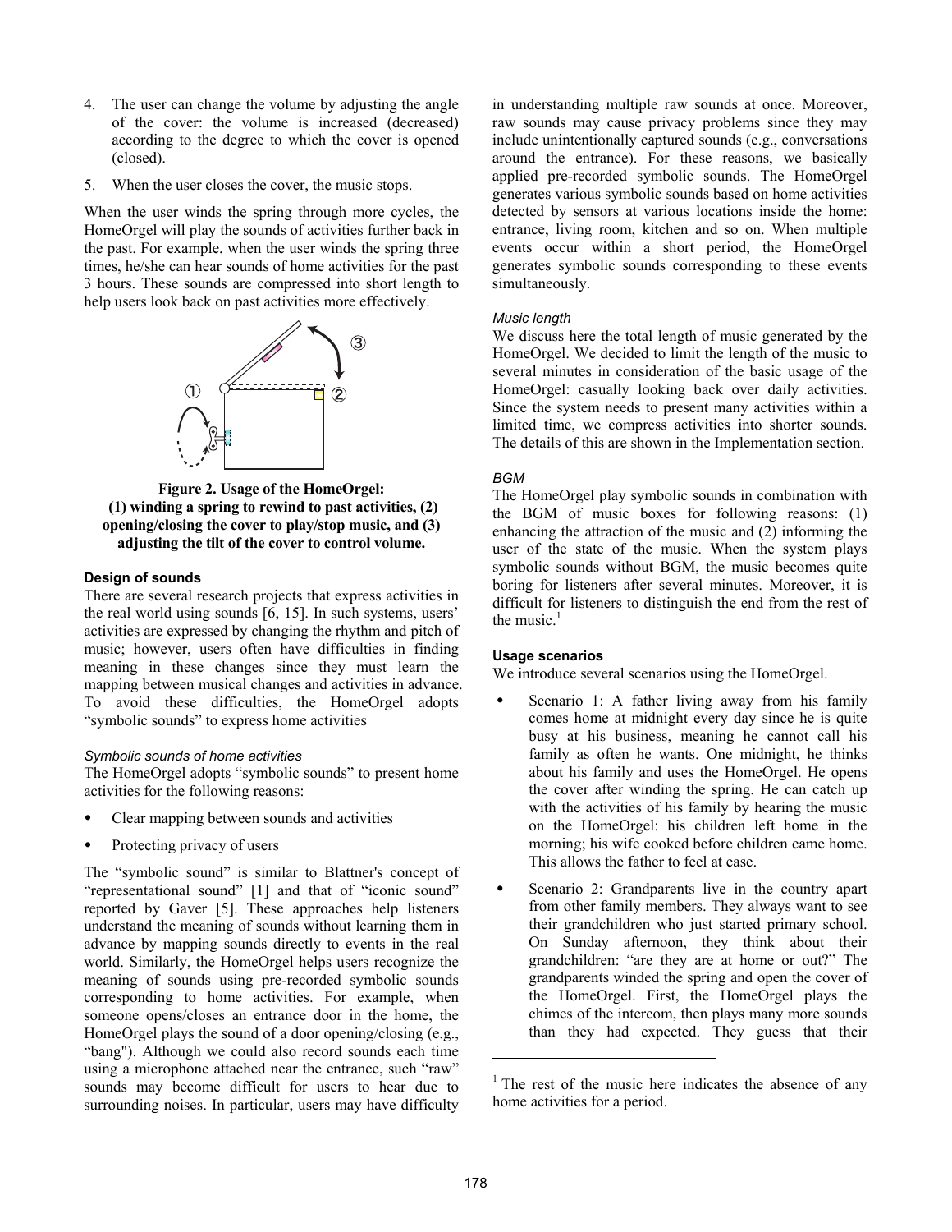4. The user can change the volume by adjusting the angle of the cover: the volume is increased (decreased) according to the degree to which the cover is opened (closed).

5. When the user closes the cover, the music stops.

When the user winds the spring through more cycles, the HomeOrgel will play the sounds of activities further back in the past. For example, when the user winds the spring three times, he/she can hear sounds of home activities for the past 3 hours. These sounds are compressed into short length to help users look back on past activities more effectively.

**Figure 2. Usage of the HomeOrgel: (1) winding a spring to rewind to past activities, (2) opening/closing the cover to play/stop music, and (3) adjusting the tilt of the cover to control volume.**

#### Design of sounds

There are several research projects that express activities in the real world using sounds [6, 15]. In such systems, users' activities are expressed by changing the rhythm and pitch of music; however, users often have difficulties in finding meaning in these changes since they must learn the mapping between musical changes and activities in advance. To avoid these difficulties, the HomeOrgel adopts "symbolic sounds" to express home activities

##### *Symbolic sounds of home activities*

The HomeOrgel adopts "symbolic sounds" to present home activities for the following reasons:

- Clear mapping between sounds and activities
- Protecting privacy of users

The "symbolic sound" is similar to Blattner's concept of "representational sound" [1] and that of "iconic sound" reported by Gaver [5]. These approaches help listeners understand the meaning of sounds without learning them in advance by mapping sounds directly to events in the real world. Similarly, the HomeOrgel helps users recognize the meaning of sounds using pre-recorded symbolic sounds corresponding to home activities. For example, when someone opens/closes an entrance door in the home, the HomeOrgel plays the sound of a door opening/closing (e.g., "bang"). Although we could also record sounds each time using a microphone attached near the entrance, such "raw" sounds may become difficult for users to hear due to surrounding noises. In particular, users may have difficulty in understanding multiple raw sounds at once. Moreover, raw sounds may cause privacy problems since they may include unintentionally captured sounds (e.g., conversations around the entrance). For these reasons, we basically applied pre-recorded symbolic sounds. The HomeOrgel generates various symbolic sounds based on home activities detected by sensors at various locations inside the home: entrance, living room, kitchen and so on. When multiple events occur within a short period, the HomeOrgel generates symbolic sounds corresponding to these events simultaneously.

##### *Music length*

We discuss here the total length of music generated by the HomeOrgel. We decided to limit the length of the music to several minutes in consideration of the basic usage of the HomeOrgel: casually looking back over daily activities. Since the system needs to present many activities within a limited time, we compress activities into shorter sounds. The details of this are shown in the Implementation section.

##### *BGM*

The HomeOrgel play symbolic sounds in combination with the BGM of music boxes for following reasons: (1) enhancing the attraction of the music and (2) informing the user of the state of the music. When the system plays symbolic sounds without BGM, the music becomes quite boring for listeners after several minutes. Moreover, it is difficult for listeners to distinguish the end from the rest of the music.[1]

#### Usage scenarios

We introduce several scenarios using the HomeOrgel.

- Scenario 1: A father living away from his family comes home at midnight every day since he is quite busy at his business, meaning he cannot call his family as often he wants. One midnight, he thinks about his family and uses the HomeOrgel. He opens the cover after winding the spring. He can catch up with the activities of his family by hearing the music on the HomeOrgel: his children left home in the morning; his wife cooked before children came home. This allows the father to feel at ease.
- Scenario 2: Grandparents live in the country apart from other family members. They always want to see their grandchildren who just started primary school. On Sunday afternoon, they think about their grandchildren: "are they are at home or out?" The grandparents winded the spring and open the cover of the HomeOrgel. First, the HomeOrgel plays the chimes of the intercom, then plays many more sounds than they had expected. They guess that their

[1] The rest of the music here indicates the absence of any home activities for a period.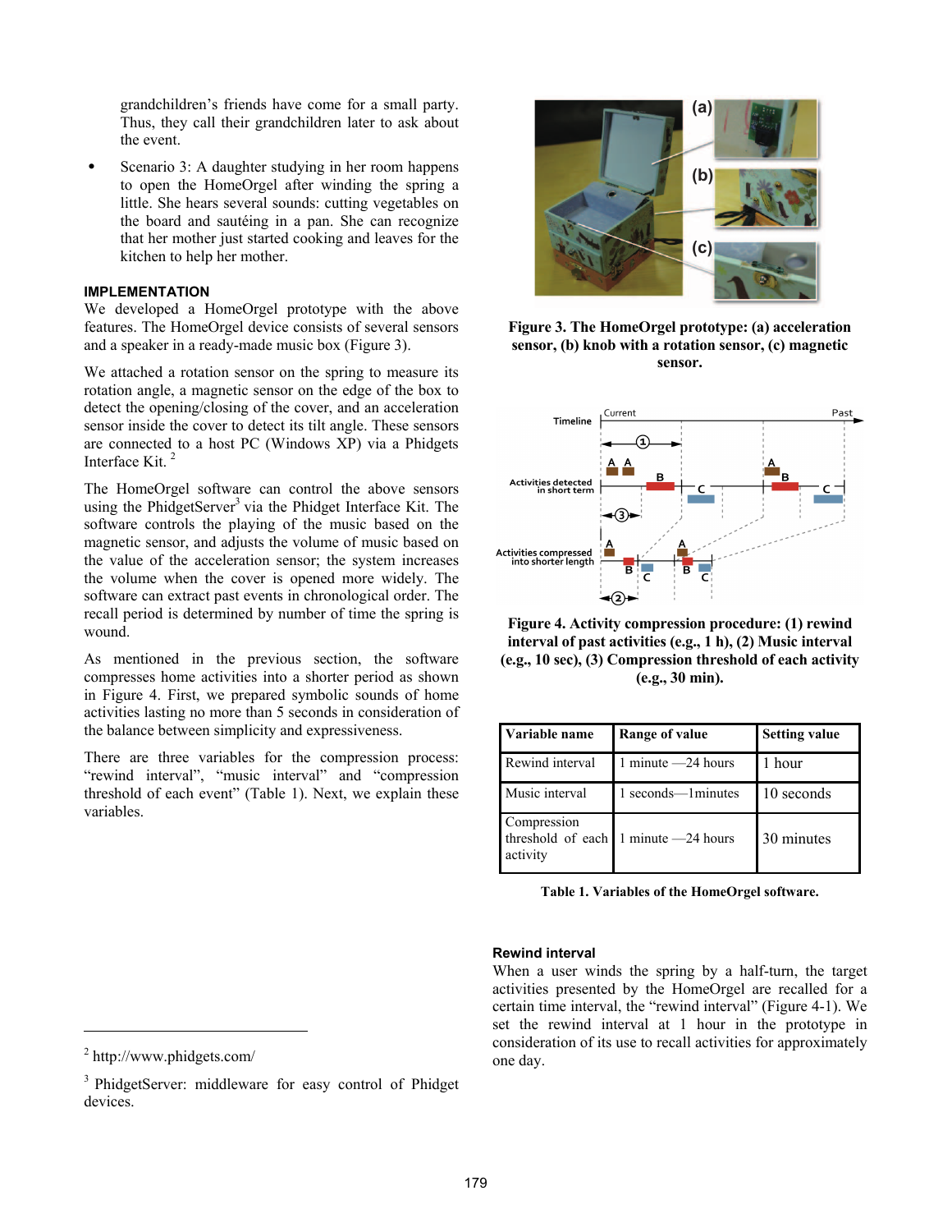grandchildren's friends have come for a small party. Thus, they call their grandchildren later to ask about the event.

- Scenario 3: A daughter studying in her room happens to open the HomeOrgel after winding the spring a little. She hears several sounds: cutting vegetables on the board and sautéing in a pan. She can recognize that her mother just started cooking and leaves for the kitchen to help her mother.

## IMPLEMENTATION

We developed a HomeOrgel prototype with the above features. The HomeOrgel device consists of several sensors and a speaker in a ready-made music box (Figure 3).

We attached a rotation sensor on the spring to measure its rotation angle, a magnetic sensor on the edge of the box to detect the opening/closing of the cover, and an acceleration sensor inside the cover to detect its tilt angle. These sensors are connected to a host PC (Windows XP) via a Phidgets Interface Kit. [2]

The HomeOrgel software can control the above sensors using the PhidgetServer[3] via the Phidget Interface Kit. The software controls the playing of the music based on the magnetic sensor, and adjusts the volume of music based on the value of the acceleration sensor; the system increases the volume when the cover is opened more widely. The software can extract past events in chronological order. The recall period is determined by number of time the spring is wound.

As mentioned in the previous section, the software compresses home activities into a shorter period as shown in Figure 4. First, we prepared symbolic sounds of home activities lasting no more than 5 seconds in consideration of the balance between simplicity and expressiveness.

There are three variables for the compression process: "rewind interval", "music interval" and "compression threshold of each event" (Table 1). Next, we explain these variables.

**Figure 3. The HomeOrgel prototype: (a) acceleration sensor, (b) knob with a rotation sensor, (c) magnetic sensor.**

**Figure 4. Activity compression procedure: (1) rewind interval of past activities (e.g., 1 h), (2) Music interval (e.g., 10 sec), (3) Compression threshold of each activity (e.g., 30 min).**

| Variable name | Range of value | Setting value |
|---|---|---|
| Rewind interval | 1 minute —24 hours | 1 hour |
| Music interval | 1 seconds—1minutes | 10 seconds |
| Compression threshold of each activity | 1 minute —24 hours | 30 minutes |

**Table 1. Variables of the HomeOrgel software.**

### Rewind interval

When a user winds the spring by a half-turn, the target activities presented by the HomeOrgel are recalled for a certain time interval, the "rewind interval" (Figure 4-1). We set the rewind interval at 1 hour in the prototype in consideration of its use to recall activities for approximately one day.

---

[2] http://www.phidgets.com/

[3] PhidgetServer: middleware for easy control of Phidget devices.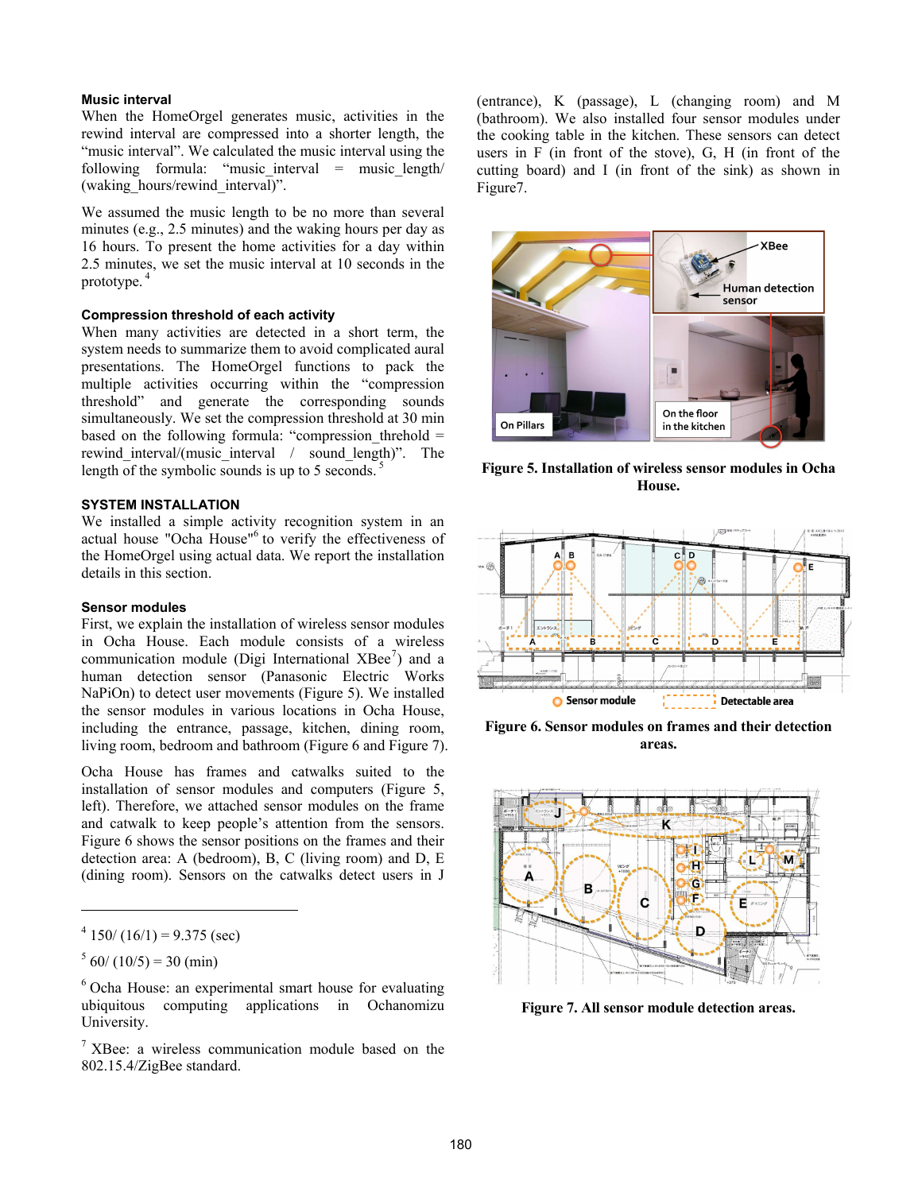**Music interval**

When the HomeOrgel generates music, activities in the rewind interval are compressed into a shorter length, the "music interval". We calculated the music interval using the following formula: "music_interval = music_length/ (waking_hours/rewind_interval)".

We assumed the music length to be no more than several minutes (e.g., 2.5 minutes) and the waking hours per day as 16 hours. To present the home activities for a day within 2.5 minutes, we set the music interval at 10 seconds in the prototype. [4]

**Compression threshold of each activity**

When many activities are detected in a short term, the system needs to summarize them to avoid complicated aural presentations. The HomeOrgel functions to pack the multiple activities occurring within the "compression threshold" and generate the corresponding sounds simultaneously. We set the compression threshold at 30 min based on the following formula: "compression_threhold = rewind_interval/(music_interval / sound_length)". The length of the symbolic sounds is up to 5 seconds. [5]

## SYSTEM INSTALLATION

We installed a simple activity recognition system in an actual house "Ocha House"[6] to verify the effectiveness of the HomeOrgel using actual data. We report the installation details in this section.

**Sensor modules**

First, we explain the installation of wireless sensor modules in Ocha House. Each module consists of a wireless communication module (Digi International XBee[7]) and a human detection sensor (Panasonic Electric Works NaPiOn) to detect user movements (Figure 5). We installed the sensor modules in various locations in Ocha House, including the entrance, passage, kitchen, dining room, living room, bedroom and bathroom (Figure 6 and Figure 7).

Ocha House has frames and catwalks suited to the installation of sensor modules and computers (Figure 5, left). Therefore, we attached sensor modules on the frame and catwalk to keep people's attention from the sensors. Figure 6 shows the sensor positions on the frames and their detection area: A (bedroom), B, C (living room) and D, E (dining room). Sensors on the catwalks detect users in J (entrance), K (passage), L (changing room) and M (bathroom). We also installed four sensor modules under the cooking table in the kitchen. These sensors can detect users in F (in front of the stove), G, H (in front of the cutting board) and I (in front of the sink) as shown in Figure7.

**Figure 5. Installation of wireless sensor modules in Ocha House.**

**Figure 6. Sensor modules on frames and their detection areas.**

**Figure 7. All sensor module detection areas.**

---

[4] 150/ (16/1) = 9.375 (sec)

[5] 60/ (10/5) = 30 (min)

[6] Ocha House: an experimental smart house for evaluating ubiquitous computing applications in Ochanomizu University.

[7] XBee: a wireless communication module based on the 802.15.4/ZigBee standard.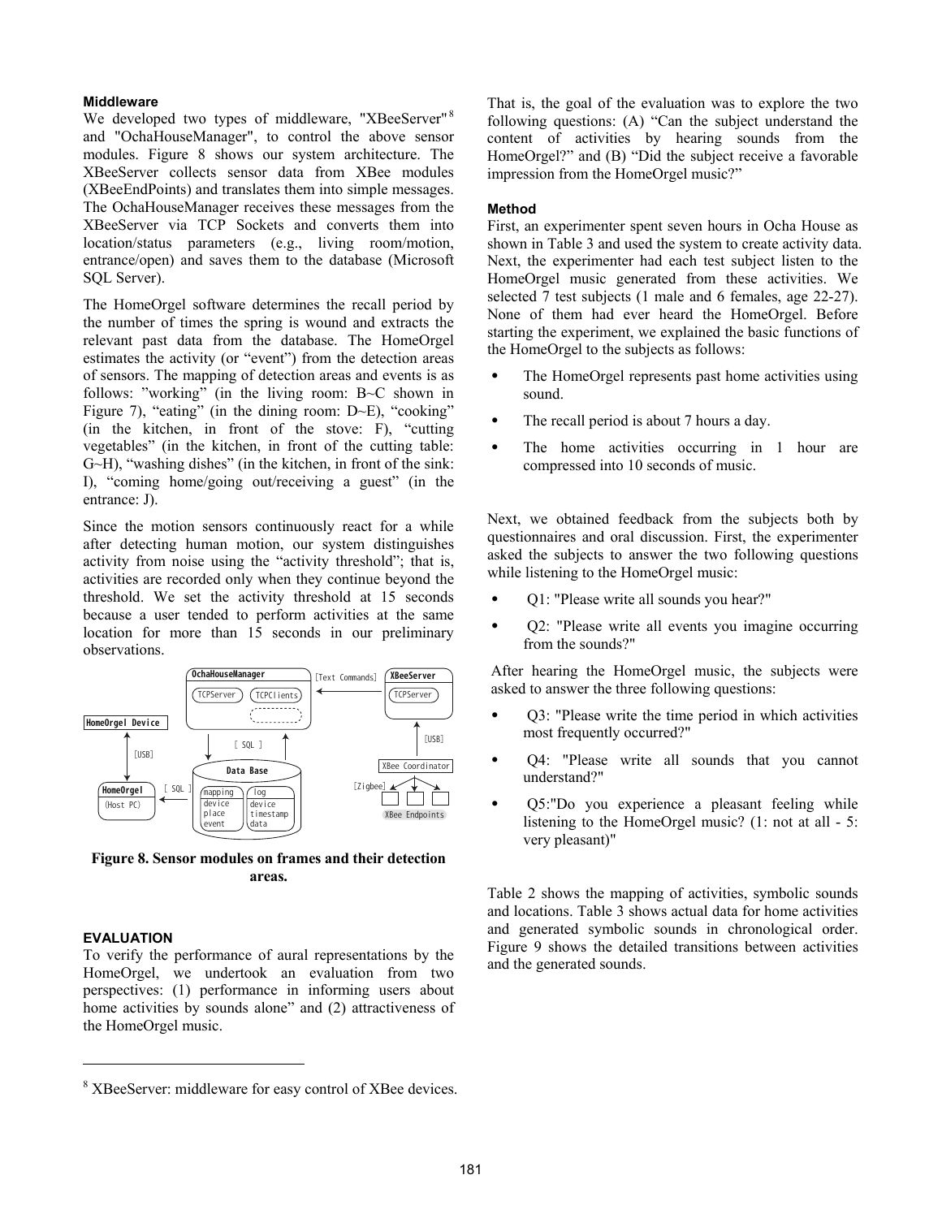### Middleware

We developed two types of middleware, "XBeeServer"[8] and "OchaHouseManager", to control the above sensor modules. Figure 8 shows our system architecture. The XBeeServer collects sensor data from XBee modules (XBeeEndPoints) and translates them into simple messages. The OchaHouseManager receives these messages from the XBeeServer via TCP Sockets and converts them into location/status parameters (e.g., living room/motion, entrance/open) and saves them to the database (Microsoft SQL Server).

The HomeOrgel software determines the recall period by the number of times the spring is wound and extracts the relevant past data from the database. The HomeOrgel estimates the activity (or "event") from the detection areas of sensors. The mapping of detection areas and events is as follows: "working" (in the living room: B~C shown in Figure 7), "eating" (in the dining room: D~E), "cooking" (in the kitchen, in front of the stove: F), "cutting vegetables" (in the kitchen, in front of the cutting table: G~H), "washing dishes" (in the kitchen, in front of the sink: I), "coming home/going out/receiving a guest" (in the entrance: J).

Since the motion sensors continuously react for a while after detecting human motion, our system distinguishes activity from noise using the "activity threshold"; that is, activities are recorded only when they continue beyond the threshold. We set the activity threshold at 15 seconds because a user tended to perform activities at the same location for more than 15 seconds in our preliminary observations.

**Figure 8. Sensor modules on frames and their detection areas.**

### EVALUATION

To verify the performance of aural representations by the HomeOrgel, we undertook an evaluation from two perspectives: (1) performance in informing users about home activities by sounds alone" and (2) attractiveness of the HomeOrgel music.

That is, the goal of the evaluation was to explore the two following questions: (A) "Can the subject understand the content of activities by hearing sounds from the HomeOrgel?" and (B) "Did the subject receive a favorable impression from the HomeOrgel music?"

### Method

First, an experimenter spent seven hours in Ocha House as shown in Table 3 and used the system to create activity data. Next, the experimenter had each test subject listen to the HomeOrgel music generated from these activities. We selected 7 test subjects (1 male and 6 females, age 22-27). None of them had ever heard the HomeOrgel. Before starting the experiment, we explained the basic functions of the HomeOrgel to the subjects as follows:

- The HomeOrgel represents past home activities using sound.
- The recall period is about 7 hours a day.
- The home activities occurring in 1 hour are compressed into 10 seconds of music.

Next, we obtained feedback from the subjects both by questionnaires and oral discussion. First, the experimenter asked the subjects to answer the two following questions while listening to the HomeOrgel music:

- Q1: "Please write all sounds you hear?"
- Q2: "Please write all events you imagine occurring from the sounds?"

After hearing the HomeOrgel music, the subjects were asked to answer the three following questions:

- Q3: "Please write the time period in which activities most frequently occurred?"
- Q4: "Please write all sounds that you cannot understand?"
- Q5:"Do you experience a pleasant feeling while listening to the HomeOrgel music? (1: not at all - 5: very pleasant)"

Table 2 shows the mapping of activities, symbolic sounds and locations. Table 3 shows actual data for home activities and generated symbolic sounds in chronological order. Figure 9 shows the detailed transitions between activities and the generated sounds.

---

[8] XBeeServer: middleware for easy control of XBee devices.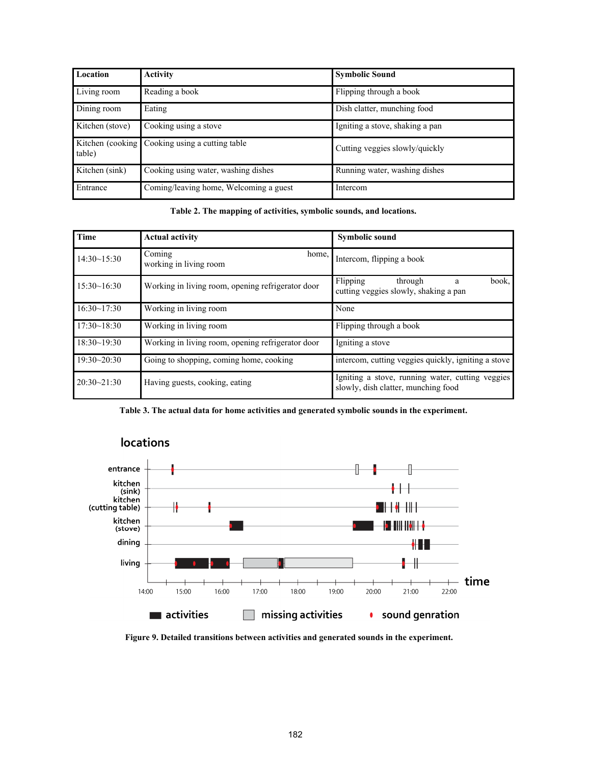| Location | Activity | Symbolic Sound |
| --- | --- | --- |
| Living room | Reading a book | Flipping through a book |
| Dining room | Eating | Dish clatter, munching food |
| Kitchen (stove) | Cooking using a stove | Igniting a stove, shaking a pan |
| Kitchen (cooking table) | Cooking using a cutting table | Cutting veggies slowly/quickly |
| Kitchen (sink) | Cooking using water, washing dishes | Running water, washing dishes |
| Entrance | Coming/leaving home, Welcoming a guest | Intercom |

**Table 2. The mapping of activities, symbolic sounds, and locations.**

| Time | Actual activity | Symbolic sound |
| --- | --- | --- |
| 14:30~15:30 | Coming home, working in living room | Intercom, flipping a book |
| 15:30~16:30 | Working in living room, opening refrigerator door | Flipping through a book, cutting veggies slowly, shaking a pan |
| 16:30~17:30 | Working in living room | None |
| 17:30~18:30 | Working in living room | Flipping through a book |
| 18:30~19:30 | Working in living room, opening refrigerator door | Igniting a stove |
| 19:30~20:30 | Going to shopping, coming home, cooking | intercom, cutting veggies quickly, igniting a stove |
| 20:30~21:30 | Having guests, cooking, eating | Igniting a stove, running water, cutting veggies slowly, dish clatter, munching food |

**Table 3. The actual data for home activities and generated symbolic sounds in the experiment.**

**Figure 9. Detailed transitions between activities and generated sounds in the experiment.**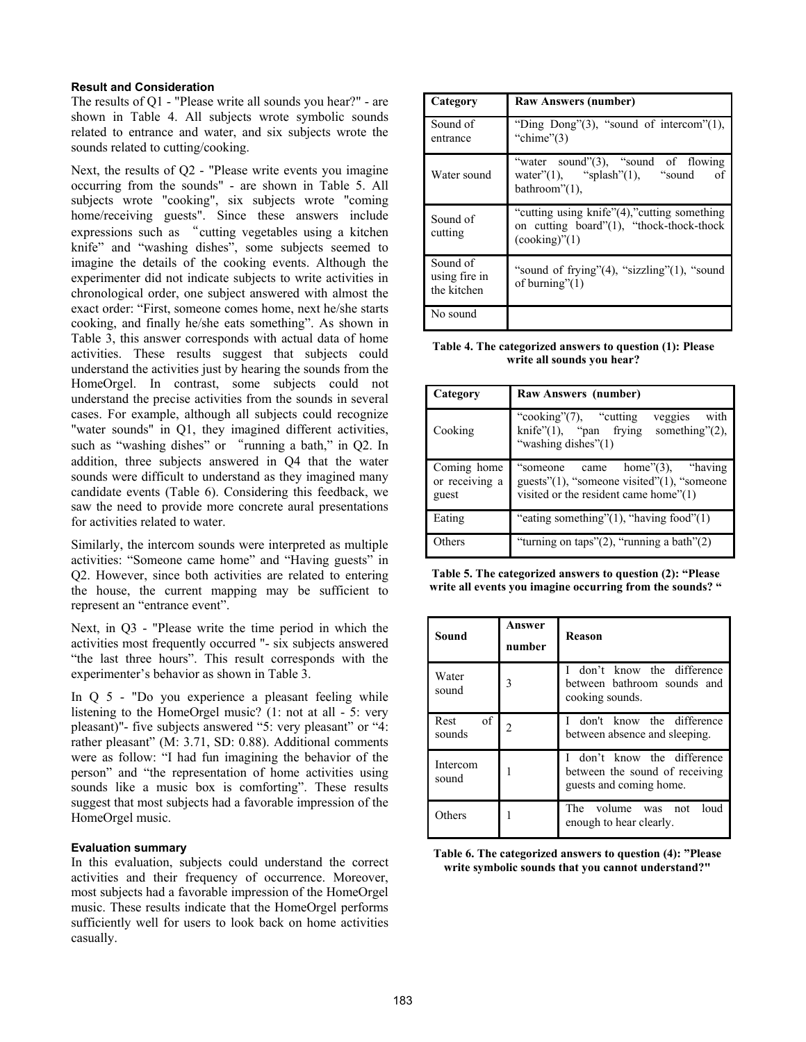### Result and Consideration

The results of Q1 - "Please write all sounds you hear?" - are shown in Table 4. All subjects wrote symbolic sounds related to entrance and water, and six subjects wrote the sounds related to cutting/cooking.

Next, the results of Q2 - "Please write events you imagine occurring from the sounds" - are shown in Table 5. All subjects wrote "cooking", six subjects wrote "coming home/receiving guests". Since these answers include expressions such as "cutting vegetables using a kitchen knife" and "washing dishes", some subjects seemed to imagine the details of the cooking events. Although the experimenter did not indicate subjects to write activities in chronological order, one subject answered with almost the exact order: "First, someone comes home, next he/she starts cooking, and finally he/she eats something". As shown in Table 3, this answer corresponds with actual data of home activities. These results suggest that subjects could understand the activities just by hearing the sounds from the HomeOrgel. In contrast, some subjects could not understand the precise activities from the sounds in several cases. For example, although all subjects could recognize "water sounds" in Q1, they imagined different activities, such as "washing dishes" or "running a bath," in Q2. In addition, three subjects answered in Q4 that the water sounds were difficult to understand as they imagined many candidate events (Table 6). Considering this feedback, we saw the need to provide more concrete aural presentations for activities related to water.

Similarly, the intercom sounds were interpreted as multiple activities: "Someone came home" and "Having guests" in Q2. However, since both activities are related to entering the house, the current mapping may be sufficient to represent an "entrance event".

Next, in Q3 - "Please write the time period in which the activities most frequently occurred "- six subjects answered "the last three hours". This result corresponds with the experimenter's behavior as shown in Table 3.

In Q 5 - "Do you experience a pleasant feeling while listening to the HomeOrgel music? (1: not at all - 5: very pleasant)"- five subjects answered "5: very pleasant" or "4: rather pleasant" (M: 3.71, SD: 0.88). Additional comments were as follow: "I had fun imagining the behavior of the person" and "the representation of home activities using sounds like a music box is comforting". These results suggest that most subjects had a favorable impression of the HomeOrgel music.

### Evaluation summary

In this evaluation, subjects could understand the correct activities and their frequency of occurrence. Moreover, most subjects had a favorable impression of the HomeOrgel music. These results indicate that the HomeOrgel performs sufficiently well for users to look back on home activities casually.

| Category | Raw Answers (number) |
|---|---|
| Sound of entrance | "Ding Dong"(3), "sound of intercom"(1), "chime"(3) |
| Water sound | "water sound"(3), "sound of flowing water"(1), "splash"(1), "sound of bathroom"(1), |
| Sound of cutting | "cutting using knife"(4),"cutting something on cutting board"(1), "thock-thock-thock (cooking)"(1) |
| Sound of using fire in the kitchen | "sound of frying"(4), "sizzling"(1), "sound of burning"(1) |
| No sound | |

**Table 4. The categorized answers to question (1): Please write all sounds you hear?**

| Category | Raw Answers (number) |
|---|---|
| Cooking | "cooking"(7), "cutting veggies with knife"(1), "pan frying something"(2), "washing dishes"(1) |
| Coming home or receiving a guest | "someone came home"(3), "having guests"(1), "someone visited"(1), "someone visited or the resident came home"(1) |
| Eating | "eating something"(1), "having food"(1) |
| Others | "turning on taps"(2), "running a bath"(2) |

**Table 5. The categorized answers to question (2): "Please write all events you imagine occurring from the sounds? "**

| Sound | Answer number | Reason |
|---|---|---|
| Water sound | 3 | I don't know the difference between bathroom sounds and cooking sounds. |
| Rest of sounds | 2 | I don't know the difference between absence and sleeping. |
| Intercom sound | 1 | I don't know the difference between the sound of receiving guests and coming home. |
| Others | 1 | The volume was not loud enough to hear clearly. |

**Table 6. The categorized answers to question (4): "Please write symbolic sounds that you cannot understand?"**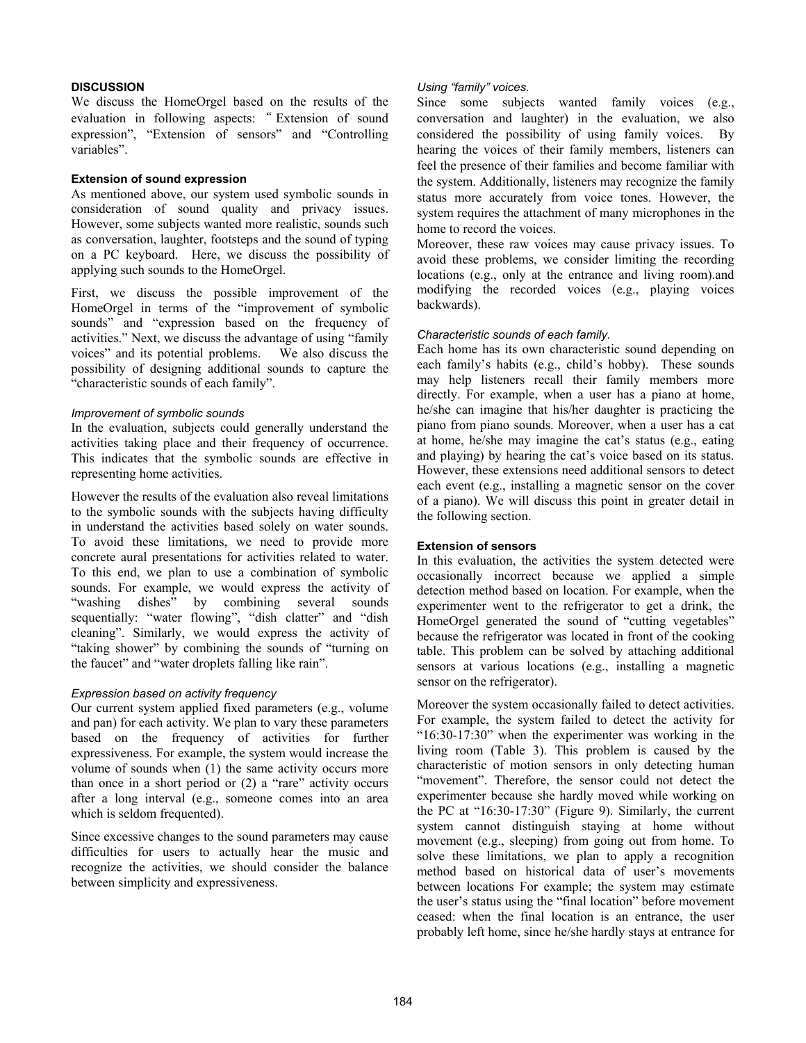### DISCUSSION

We discuss the HomeOrgel based on the results of the evaluation in following aspects: " Extension of sound expression", "Extension of sensors" and "Controlling variables".

#### Extension of sound expression

As mentioned above, our system used symbolic sounds in consideration of sound quality and privacy issues. However, some subjects wanted more realistic, sounds such as conversation, laughter, footsteps and the sound of typing on a PC keyboard. Here, we discuss the possibility of applying such sounds to the HomeOrgel.

First, we discuss the possible improvement of the HomeOrgel in terms of the "improvement of symbolic sounds" and "expression based on the frequency of activities." Next, we discuss the advantage of using "family voices" and its potential problems. We also discuss the possibility of designing additional sounds to capture the "characteristic sounds of each family".

*Improvement of symbolic sounds*

In the evaluation, subjects could generally understand the activities taking place and their frequency of occurrence. This indicates that the symbolic sounds are effective in representing home activities.

However the results of the evaluation also reveal limitations to the symbolic sounds with the subjects having difficulty in understand the activities based solely on water sounds. To avoid these limitations, we need to provide more concrete aural presentations for activities related to water. To this end, we plan to use a combination of symbolic sounds. For example, we would express the activity of "washing dishes" by combining several sounds sequentially: "water flowing", "dish clatter" and "dish cleaning". Similarly, we would express the activity of "taking shower" by combining the sounds of "turning on the faucet" and "water droplets falling like rain".

*Expression based on activity frequency*

Our current system applied fixed parameters (e.g., volume and pan) for each activity. We plan to vary these parameters based on the frequency of activities for further expressiveness. For example, the system would increase the volume of sounds when (1) the same activity occurs more than once in a short period or (2) a "rare" activity occurs after a long interval (e.g., someone comes into an area which is seldom frequented).

Since excessive changes to the sound parameters may cause difficulties for users to actually hear the music and recognize the activities, we should consider the balance between simplicity and expressiveness.

*Using "family" voices.*

Since some subjects wanted family voices (e.g., conversation and laughter) in the evaluation, we also considered the possibility of using family voices. By hearing the voices of their family members, listeners can feel the presence of their families and become familiar with the system. Additionally, listeners may recognize the family status more accurately from voice tones. However, the system requires the attachment of many microphones in the home to record the voices.

Moreover, these raw voices may cause privacy issues. To avoid these problems, we consider limiting the recording locations (e.g., only at the entrance and living room).and modifying the recorded voices (e.g., playing voices backwards).

*Characteristic sounds of each family.*

Each home has its own characteristic sound depending on each family's habits (e.g., child's hobby). These sounds may help listeners recall their family members more directly. For example, when a user has a piano at home, he/she can imagine that his/her daughter is practicing the piano from piano sounds. Moreover, when a user has a cat at home, he/she may imagine the cat's status (e.g., eating and playing) by hearing the cat's voice based on its status. However, these extensions need additional sensors to detect each event (e.g., installing a magnetic sensor on the cover of a piano). We will discuss this point in greater detail in the following section.

#### Extension of sensors

In this evaluation, the activities the system detected were occasionally incorrect because we applied a simple detection method based on location. For example, when the experimenter went to the refrigerator to get a drink, the HomeOrgel generated the sound of "cutting vegetables" because the refrigerator was located in front of the cooking table. This problem can be solved by attaching additional sensors at various locations (e.g., installing a magnetic sensor on the refrigerator).

Moreover the system occasionally failed to detect activities. For example, the system failed to detect the activity for "16:30-17:30" when the experimenter was working in the living room (Table 3). This problem is caused by the characteristic of motion sensors in only detecting human "movement". Therefore, the sensor could not detect the experimenter because she hardly moved while working on the PC at "16:30-17:30" (Figure 9). Similarly, the current system cannot distinguish staying at home without movement (e.g., sleeping) from going out from home. To solve these limitations, we plan to apply a recognition method based on historical data of user's movements between locations For example; the system may estimate the user's status using the "final location" before movement ceased: when the final location is an entrance, the user probably left home, since he/she hardly stays at entrance for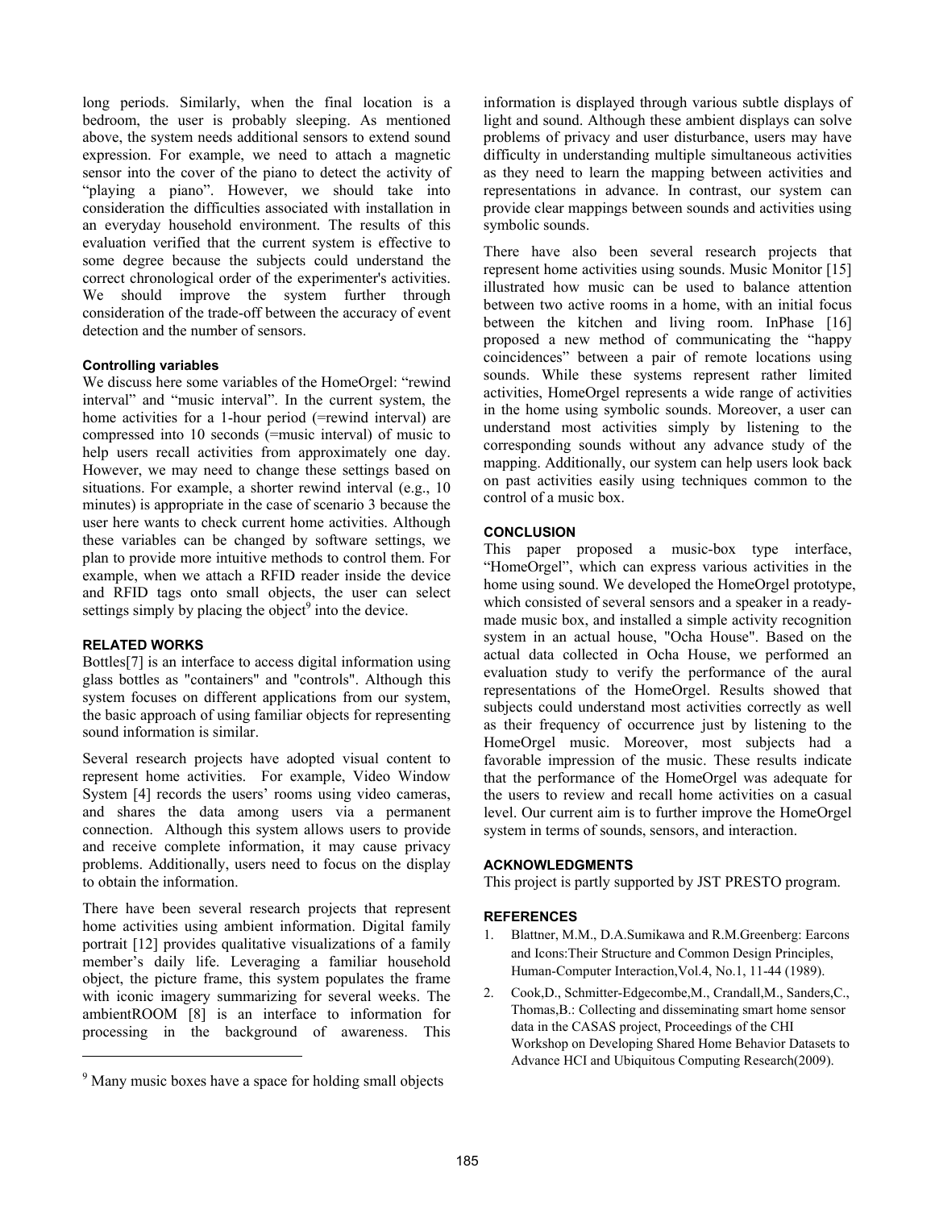long periods. Similarly, when the final location is a bedroom, the user is probably sleeping. As mentioned above, the system needs additional sensors to extend sound expression. For example, we need to attach a magnetic sensor into the cover of the piano to detect the activity of "playing a piano". However, we should take into consideration the difficulties associated with installation in an everyday household environment. The results of this evaluation verified that the current system is effective to some degree because the subjects could understand the correct chronological order of the experimenter's activities. We should improve the system further through consideration of the trade-off between the accuracy of event detection and the number of sensors.

### Controlling variables

We discuss here some variables of the HomeOrgel: "rewind interval" and "music interval". In the current system, the home activities for a 1-hour period (=rewind interval) are compressed into 10 seconds (=music interval) of music to help users recall activities from approximately one day. However, we may need to change these settings based on situations. For example, a shorter rewind interval (e.g., 10 minutes) is appropriate in the case of scenario 3 because the user here wants to check current home activities. Although these variables can be changed by software settings, we plan to provide more intuitive methods to control them. For example, when we attach a RFID reader inside the device and RFID tags onto small objects, the user can select settings simply by placing the object[9] into the device.

## RELATED WORKS

Bottles[7] is an interface to access digital information using glass bottles as "containers" and "controls". Although this system focuses on different applications from our system, the basic approach of using familiar objects for representing sound information is similar.

Several research projects have adopted visual content to represent home activities. For example, Video Window System [4] records the users' rooms using video cameras, and shares the data among users via a permanent connection. Although this system allows users to provide and receive complete information, it may cause privacy problems. Additionally, users need to focus on the display to obtain the information.

There have been several research projects that represent home activities using ambient information. Digital family portrait [12] provides qualitative visualizations of a family member's daily life. Leveraging a familiar household object, the picture frame, this system populates the frame with iconic imagery summarizing for several weeks. The ambientROOM [8] is an interface to information for processing in the background of awareness. This information is displayed through various subtle displays of light and sound. Although these ambient displays can solve problems of privacy and user disturbance, users may have difficulty in understanding multiple simultaneous activities as they need to learn the mapping between activities and representations in advance. In contrast, our system can provide clear mappings between sounds and activities using symbolic sounds.

There have also been several research projects that represent home activities using sounds. Music Monitor [15] illustrated how music can be used to balance attention between two active rooms in a home, with an initial focus between the kitchen and living room. InPhase [16] proposed a new method of communicating the "happy coincidences" between a pair of remote locations using sounds. While these systems represent rather limited activities, HomeOrgel represents a wide range of activities in the home using symbolic sounds. Moreover, a user can understand most activities simply by listening to the corresponding sounds without any advance study of the mapping. Additionally, our system can help users look back on past activities easily using techniques common to the control of a music box.

## CONCLUSION

This paper proposed a music-box type interface, "HomeOrgel", which can express various activities in the home using sound. We developed the HomeOrgel prototype, which consisted of several sensors and a speaker in a ready-made music box, and installed a simple activity recognition system in an actual house, "Ocha House". Based on the actual data collected in Ocha House, we performed an evaluation study to verify the performance of the aural representations of the HomeOrgel. Results showed that subjects could understand most activities correctly as well as their frequency of occurrence just by listening to the HomeOrgel music. Moreover, most subjects had a favorable impression of the music. These results indicate that the performance of the HomeOrgel was adequate for the users to review and recall home activities on a casual level. Our current aim is to further improve the HomeOrgel system in terms of sounds, sensors, and interaction.

## ACKNOWLEDGMENTS

This project is partly supported by JST PRESTO program.

## REFERENCES

1. Blattner, M.M., D.A.Sumikawa and R.M.Greenberg: Earcons and Icons:Their Structure and Common Design Principles, Human-Computer Interaction,Vol.4, No.1, 11-44 (1989).
2. Cook,D., Schmitter-Edgecombe,M., Crandall,M., Sanders,C., Thomas,B.: Collecting and disseminating smart home sensor data in the CASAS project, Proceedings of the CHI Workshop on Developing Shared Home Behavior Datasets to Advance HCI and Ubiquitous Computing Research(2009).

[9] Many music boxes have a space for holding small objects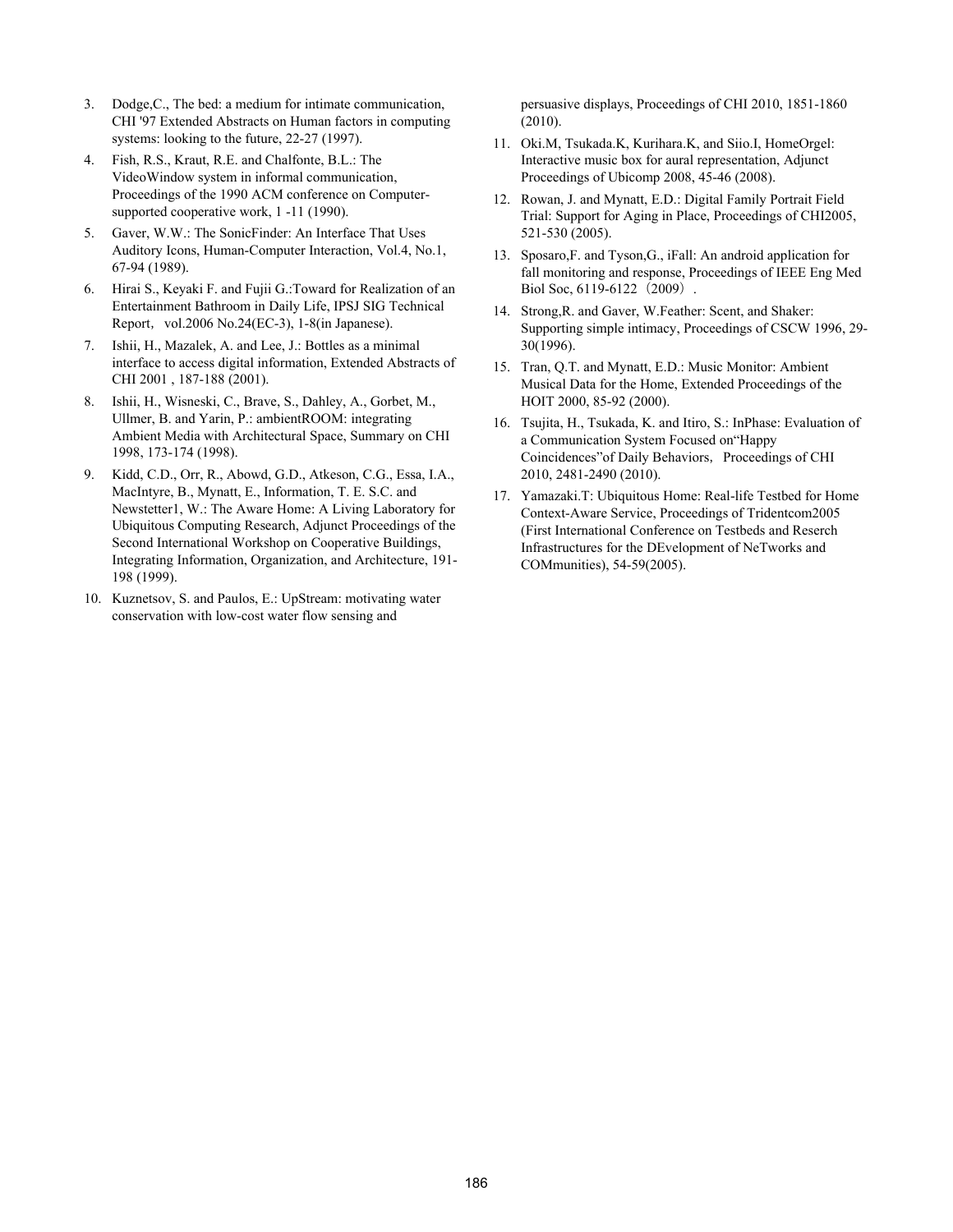3. Dodge,C., The bed: a medium for intimate communication, CHI '97 Extended Abstracts on Human factors in computing systems: looking to the future, 22-27 (1997).
4. Fish, R.S., Kraut, R.E. and Chalfonte, B.L.: The VideoWindow system in informal communication, Proceedings of the 1990 ACM conference on Computer-supported cooperative work, 1 -11 (1990).
5. Gaver, W.W.: The SonicFinder: An Interface That Uses Auditory Icons, Human-Computer Interaction, Vol.4, No.1, 67-94 (1989).
6. Hirai S., Keyaki F. and Fujii G.:Toward for Realization of an Entertainment Bathroom in Daily Life, IPSJ SIG Technical Report，vol.2006 No.24(EC-3), 1-8(in Japanese).
7. Ishii, H., Mazalek, A. and Lee, J.: Bottles as a minimal interface to access digital information, Extended Abstracts of CHI 2001 , 187-188 (2001).
8. Ishii, H., Wisneski, C., Brave, S., Dahley, A., Gorbet, M., Ullmer, B. and Yarin, P.: ambientROOM: integrating Ambient Media with Architectural Space, Summary on CHI 1998, 173-174 (1998).
9. Kidd, C.D., Orr, R., Abowd, G.D., Atkeson, C.G., Essa, I.A., MacIntyre, B., Mynatt, E., Information, T. E. S.C. and Newstetter1, W.: The Aware Home: A Living Laboratory for Ubiquitous Computing Research, Adjunct Proceedings of the Second International Workshop on Cooperative Buildings, Integrating Information, Organization, and Architecture, 191-198 (1999).
10. Kuznetsov, S. and Paulos, E.: UpStream: motivating water conservation with low-cost water flow sensing and persuasive displays, Proceedings of CHI 2010, 1851-1860 (2010).
11. Oki.M, Tsukada.K, Kurihara.K, and Siio.I, HomeOrgel: Interactive music box for aural representation, Adjunct Proceedings of Ubicomp 2008, 45-46 (2008).
12. Rowan, J. and Mynatt, E.D.: Digital Family Portrait Field Trial: Support for Aging in Place, Proceedings of CHI2005, 521-530 (2005).
13. Sposaro,F. and Tyson,G., iFall: An android application for fall monitoring and response, Proceedings of IEEE Eng Med Biol Soc, 6119-6122（2009）.
14. Strong,R. and Gaver, W.Feather: Scent, and Shaker: Supporting simple intimacy, Proceedings of CSCW 1996, 29-30(1996).
15. Tran, Q.T. and Mynatt, E.D.: Music Monitor: Ambient Musical Data for the Home, Extended Proceedings of the HOIT 2000, 85-92 (2000).
16. Tsujita, H., Tsukada, K. and Itiro, S.: InPhase: Evaluation of a Communication System Focused on"Happy Coincidences"of Daily Behaviors，Proceedings of CHI 2010, 2481-2490 (2010).
17. Yamazaki.T: Ubiquitous Home: Real-life Testbed for Home Context-Aware Service, Proceedings of Tridentcom2005 (First International Conference on Testbeds and Reserch Infrastructures for the DEvelopment of NeTworks and COMmunities), 54-59(2005).